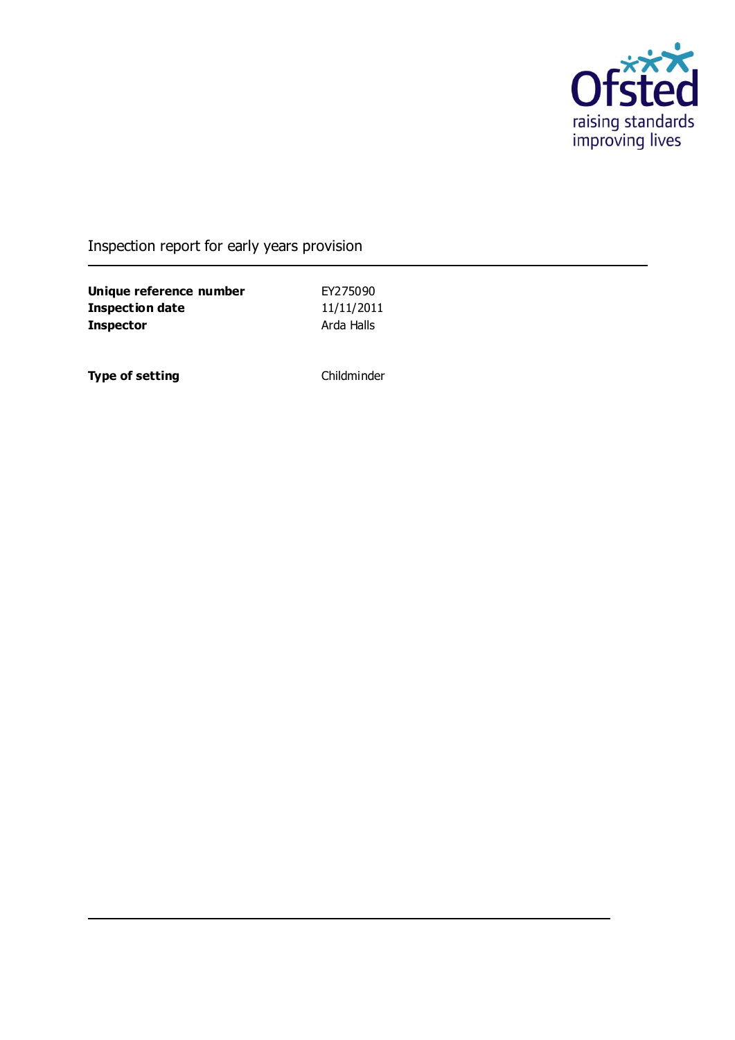Ofsted
raising standards
improving lives

# Inspection report for early years provision

| | |
|---|---|
| **Unique reference number** | EY275090 |
| **Inspection date** | 11/11/2011 |
| **Inspector** | Arda Halls |

| | |
|---|---|
| **Type of setting** | Childminder |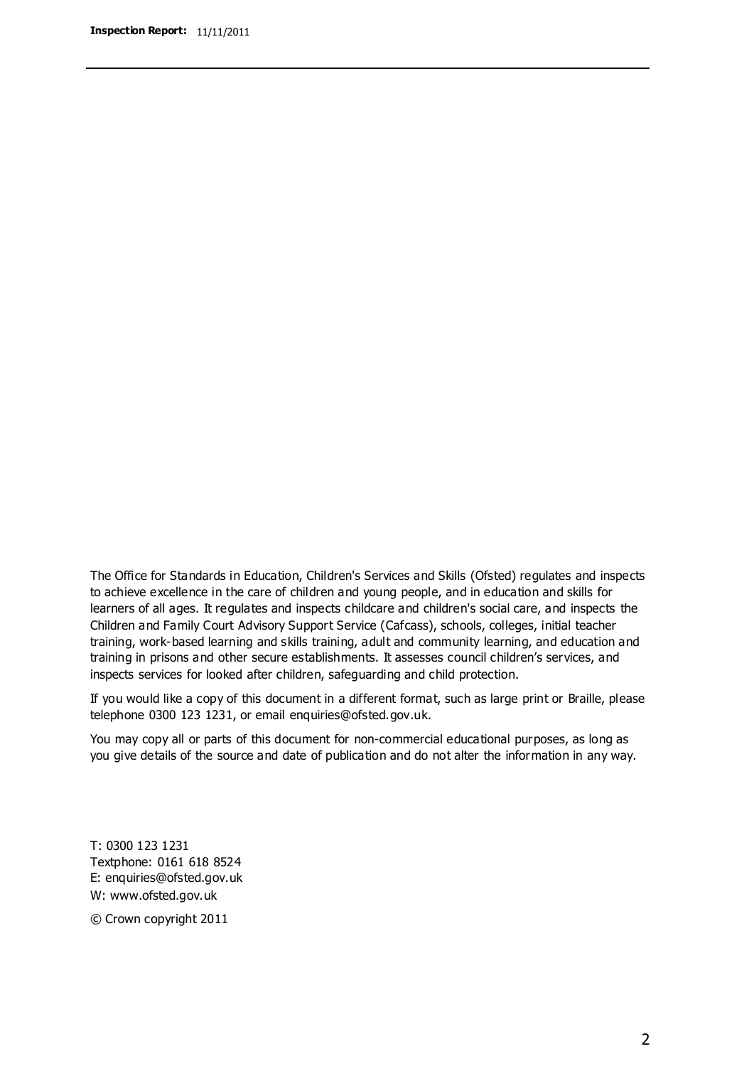The Office for Standards in Education, Children's Services and Skills (Ofsted) regulates and inspects to achieve excellence in the care of children and young people, and in education and skills for learners of all ages. It regulates and inspects childcare and children's social care, and inspects the Children and Family Court Advisory Support Service (Cafcass), schools, colleges, initial teacher training, work-based learning and skills training, adult and community learning, and education and training in prisons and other secure establishments. It assesses council children's services, and inspects services for looked after children, safeguarding and child protection.

If you would like a copy of this document in a different format, such as large print or Braille, please telephone 0300 123 1231, or email enquiries@ofsted.gov.uk.

You may copy all or parts of this document for non-commercial educational purposes, as long as you give details of the source and date of publication and do not alter the information in any way.

T: 0300 123 1231
Textphone: 0161 618 8524
E: enquiries@ofsted.gov.uk
W: www.ofsted.gov.uk

© Crown copyright 2011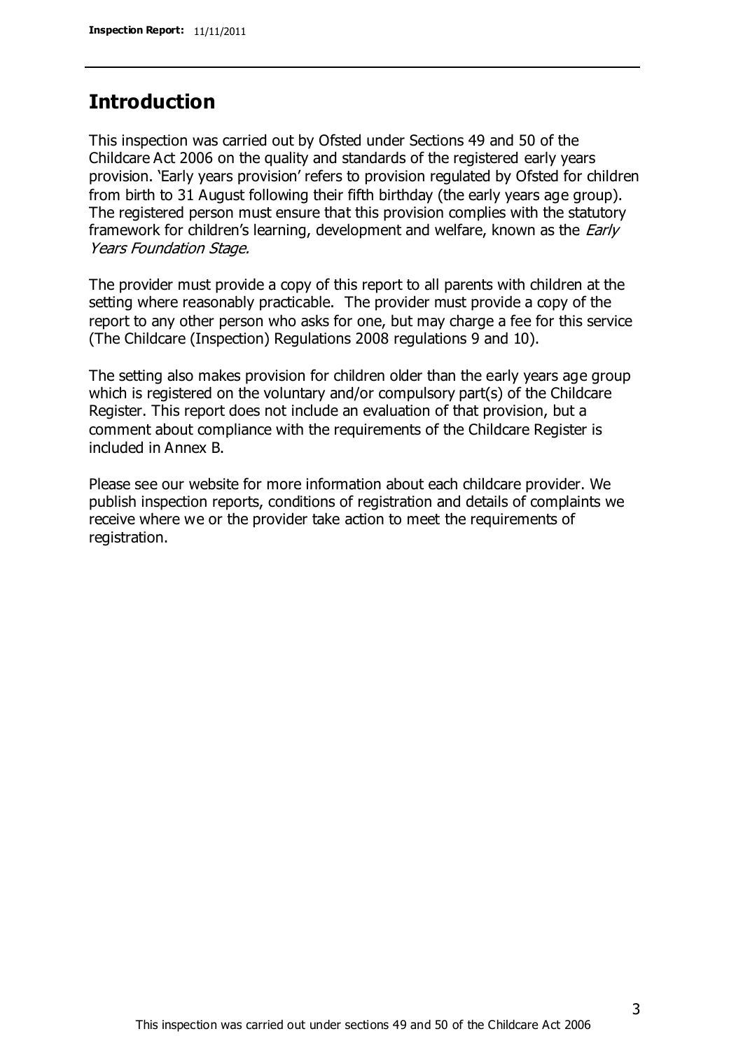## Introduction

This inspection was carried out by Ofsted under Sections 49 and 50 of the Childcare Act 2006 on the quality and standards of the registered early years provision. 'Early years provision' refers to provision regulated by Ofsted for children from birth to 31 August following their fifth birthday (the early years age group). The registered person must ensure that this provision complies with the statutory framework for children's learning, development and welfare, known as the *Early Years Foundation Stage.*

The provider must provide a copy of this report to all parents with children at the setting where reasonably practicable. The provider must provide a copy of the report to any other person who asks for one, but may charge a fee for this service (The Childcare (Inspection) Regulations 2008 regulations 9 and 10).

The setting also makes provision for children older than the early years age group which is registered on the voluntary and/or compulsory part(s) of the Childcare Register. This report does not include an evaluation of that provision, but a comment about compliance with the requirements of the Childcare Register is included in Annex B.

Please see our website for more information about each childcare provider. We publish inspection reports, conditions of registration and details of complaints we receive where we or the provider take action to meet the requirements of registration.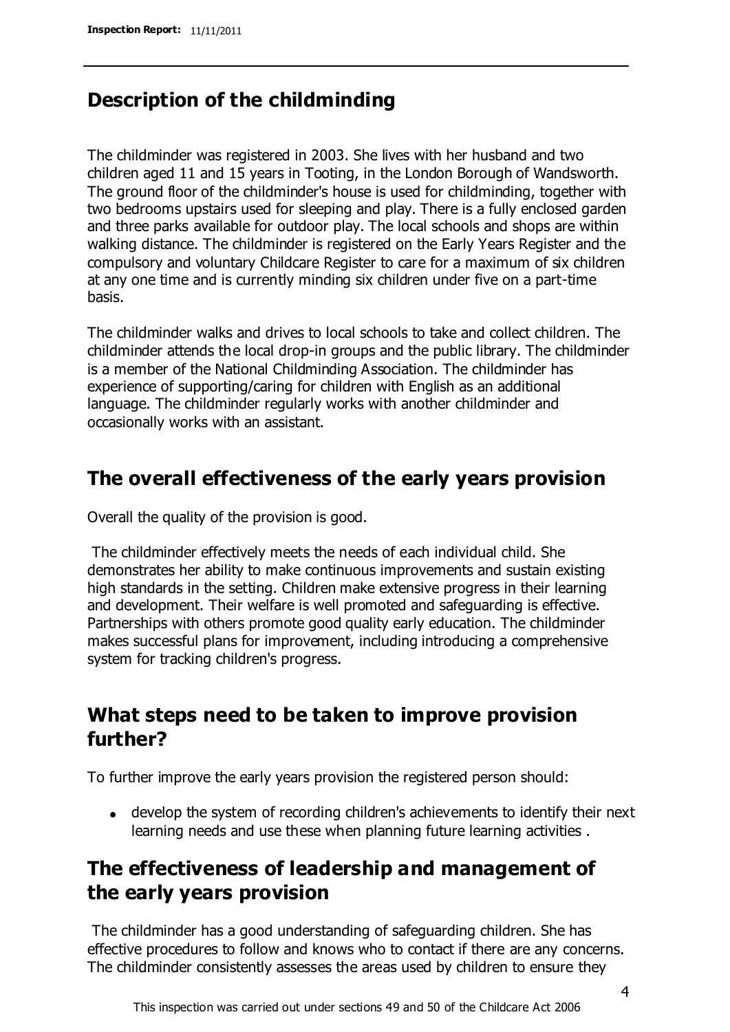## Description of the childminding

The childminder was registered in 2003. She lives with her husband and two children aged 11 and 15 years in Tooting, in the London Borough of Wandsworth. The ground floor of the childminder's house is used for childminding, together with two bedrooms upstairs used for sleeping and play. There is a fully enclosed garden and three parks available for outdoor play. The local schools and shops are within walking distance. The childminder is registered on the Early Years Register and the compulsory and voluntary Childcare Register to care for a maximum of six children at any one time and is currently minding six children under five on a part-time basis.

The childminder walks and drives to local schools to take and collect children. The childminder attends the local drop-in groups and the public library. The childminder is a member of the National Childminding Association. The childminder has experience of supporting/caring for children with English as an additional language. The childminder regularly works with another childminder and occasionally works with an assistant.

## The overall effectiveness of the early years provision

Overall the quality of the provision is good.

The childminder effectively meets the needs of each individual child. She demonstrates her ability to make continuous improvements and sustain existing high standards in the setting. Children make extensive progress in their learning and development. Their welfare is well promoted and safeguarding is effective. Partnerships with others promote good quality early education. The childminder makes successful plans for improvement, including introducing a comprehensive system for tracking children's progress.

## What steps need to be taken to improve provision further?

To further improve the early years provision the registered person should:

- develop the system of recording children's achievements to identify their next learning needs and use these when planning future learning activities .

## The effectiveness of leadership and management of the early years provision

The childminder has a good understanding of safeguarding children. She has effective procedures to follow and knows who to contact if there are any concerns. The childminder consistently assesses the areas used by children to ensure they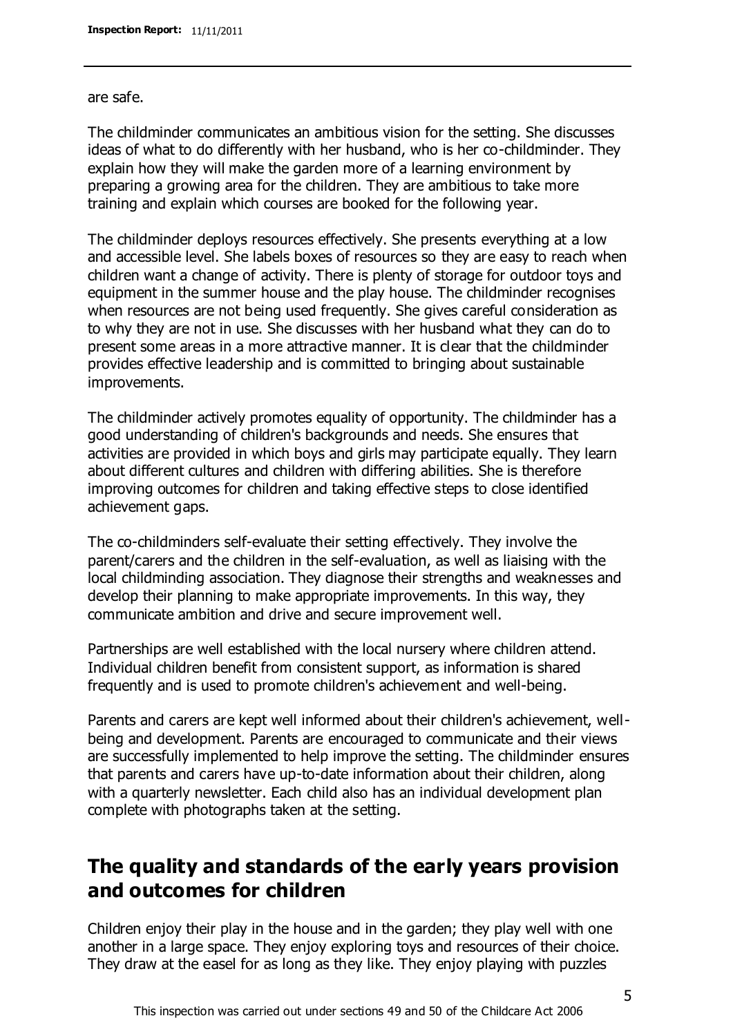are safe.

The childminder communicates an ambitious vision for the setting. She discusses ideas of what to do differently with her husband, who is her co-childminder. They explain how they will make the garden more of a learning environment by preparing a growing area for the children. They are ambitious to take more training and explain which courses are booked for the following year.

The childminder deploys resources effectively. She presents everything at a low and accessible level. She labels boxes of resources so they are easy to reach when children want a change of activity. There is plenty of storage for outdoor toys and equipment in the summer house and the play house. The childminder recognises when resources are not being used frequently. She gives careful consideration as to why they are not in use. She discusses with her husband what they can do to present some areas in a more attractive manner. It is clear that the childminder provides effective leadership and is committed to bringing about sustainable improvements.

The childminder actively promotes equality of opportunity. The childminder has a good understanding of children's backgrounds and needs. She ensures that activities are provided in which boys and girls may participate equally. They learn about different cultures and children with differing abilities. She is therefore improving outcomes for children and taking effective steps to close identified achievement gaps.

The co-childminders self-evaluate their setting effectively. They involve the parent/carers and the children in the self-evaluation, as well as liaising with the local childminding association. They diagnose their strengths and weaknesses and develop their planning to make appropriate improvements. In this way, they communicate ambition and drive and secure improvement well.

Partnerships are well established with the local nursery where children attend. Individual children benefit from consistent support, as information is shared frequently and is used to promote children's achievement and well-being.

Parents and carers are kept well informed about their children's achievement, well-being and development. Parents are encouraged to communicate and their views are successfully implemented to help improve the setting. The childminder ensures that parents and carers have up-to-date information about their children, along with a quarterly newsletter. Each child also has an individual development plan complete with photographs taken at the setting.

## The quality and standards of the early years provision and outcomes for children

Children enjoy their play in the house and in the garden; they play well with one another in a large space. They enjoy exploring toys and resources of their choice. They draw at the easel for as long as they like. They enjoy playing with puzzles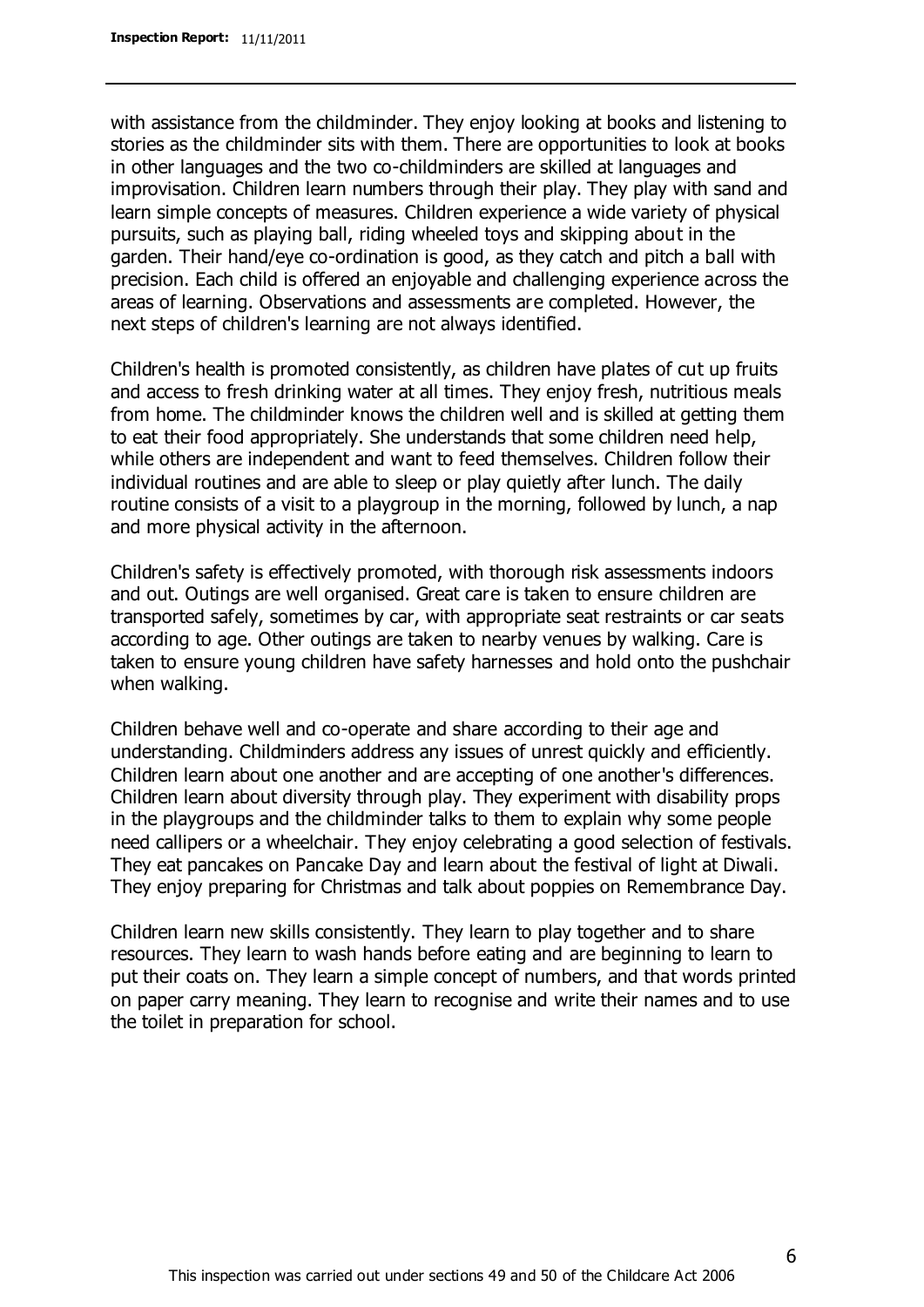with assistance from the childminder. They enjoy looking at books and listening to stories as the childminder sits with them. There are opportunities to look at books in other languages and the two co-childminders are skilled at languages and improvisation. Children learn numbers through their play. They play with sand and learn simple concepts of measures. Children experience a wide variety of physical pursuits, such as playing ball, riding wheeled toys and skipping about in the garden. Their hand/eye co-ordination is good, as they catch and pitch a ball with precision. Each child is offered an enjoyable and challenging experience across the areas of learning. Observations and assessments are completed. However, the next steps of children's learning are not always identified.

Children's health is promoted consistently, as children have plates of cut up fruits and access to fresh drinking water at all times. They enjoy fresh, nutritious meals from home. The childminder knows the children well and is skilled at getting them to eat their food appropriately. She understands that some children need help, while others are independent and want to feed themselves. Children follow their individual routines and are able to sleep or play quietly after lunch. The daily routine consists of a visit to a playgroup in the morning, followed by lunch, a nap and more physical activity in the afternoon.

Children's safety is effectively promoted, with thorough risk assessments indoors and out. Outings are well organised. Great care is taken to ensure children are transported safely, sometimes by car, with appropriate seat restraints or car seats according to age. Other outings are taken to nearby venues by walking. Care is taken to ensure young children have safety harnesses and hold onto the pushchair when walking.

Children behave well and co-operate and share according to their age and understanding. Childminders address any issues of unrest quickly and efficiently. Children learn about one another and are accepting of one another's differences. Children learn about diversity through play. They experiment with disability props in the playgroups and the childminder talks to them to explain why some people need callipers or a wheelchair. They enjoy celebrating a good selection of festivals. They eat pancakes on Pancake Day and learn about the festival of light at Diwali. They enjoy preparing for Christmas and talk about poppies on Remembrance Day.

Children learn new skills consistently. They learn to play together and to share resources. They learn to wash hands before eating and are beginning to learn to put their coats on. They learn a simple concept of numbers, and that words printed on paper carry meaning. They learn to recognise and write their names and to use the toilet in preparation for school.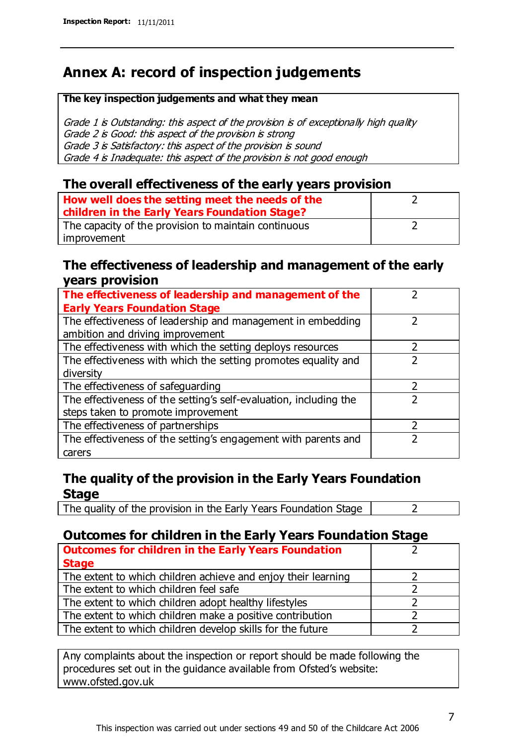## Annex A: record of inspection judgements

**The key inspection judgements and what they mean**

*Grade 1 is Outstanding: this aspect of the provision is of exceptionally high quality*
*Grade 2 is Good: this aspect of the provision is strong*
*Grade 3 is Satisfactory: this aspect of the provision is sound*
*Grade 4 is Inadequate: this aspect of the provision is not good enough*

### The overall effectiveness of the early years provision

| | |
|---|---|
| **How well does the setting meet the needs of the children in the Early Years Foundation Stage?** | 2 |
| The capacity of the provision to maintain continuous improvement | 2 |

### The effectiveness of leadership and management of the early years provision

| | |
|---|---|
| **The effectiveness of leadership and management of the Early Years Foundation Stage** | 2 |
| The effectiveness of leadership and management in embedding ambition and driving improvement | 2 |
| The effectiveness with which the setting deploys resources | 2 |
| The effectiveness with which the setting promotes equality and diversity | 2 |
| The effectiveness of safeguarding | 2 |
| The effectiveness of the setting's self-evaluation, including the steps taken to promote improvement | 2 |
| The effectiveness of partnerships | 2 |
| The effectiveness of the setting's engagement with parents and carers | 2 |

### The quality of the provision in the Early Years Foundation Stage

| | |
|---|---|
| The quality of the provision in the Early Years Foundation Stage | 2 |

### Outcomes for children in the Early Years Foundation Stage

| | |
|---|---|
| **Outcomes for children in the Early Years Foundation Stage** | 2 |
| The extent to which children achieve and enjoy their learning | 2 |
| The extent to which children feel safe | 2 |
| The extent to which children adopt healthy lifestyles | 2 |
| The extent to which children make a positive contribution | 2 |
| The extent to which children develop skills for the future | 2 |

Any complaints about the inspection or report should be made following the procedures set out in the guidance available from Ofsted's website: www.ofsted.gov.uk

This inspection was carried out under sections 49 and 50 of the Childcare Act 2006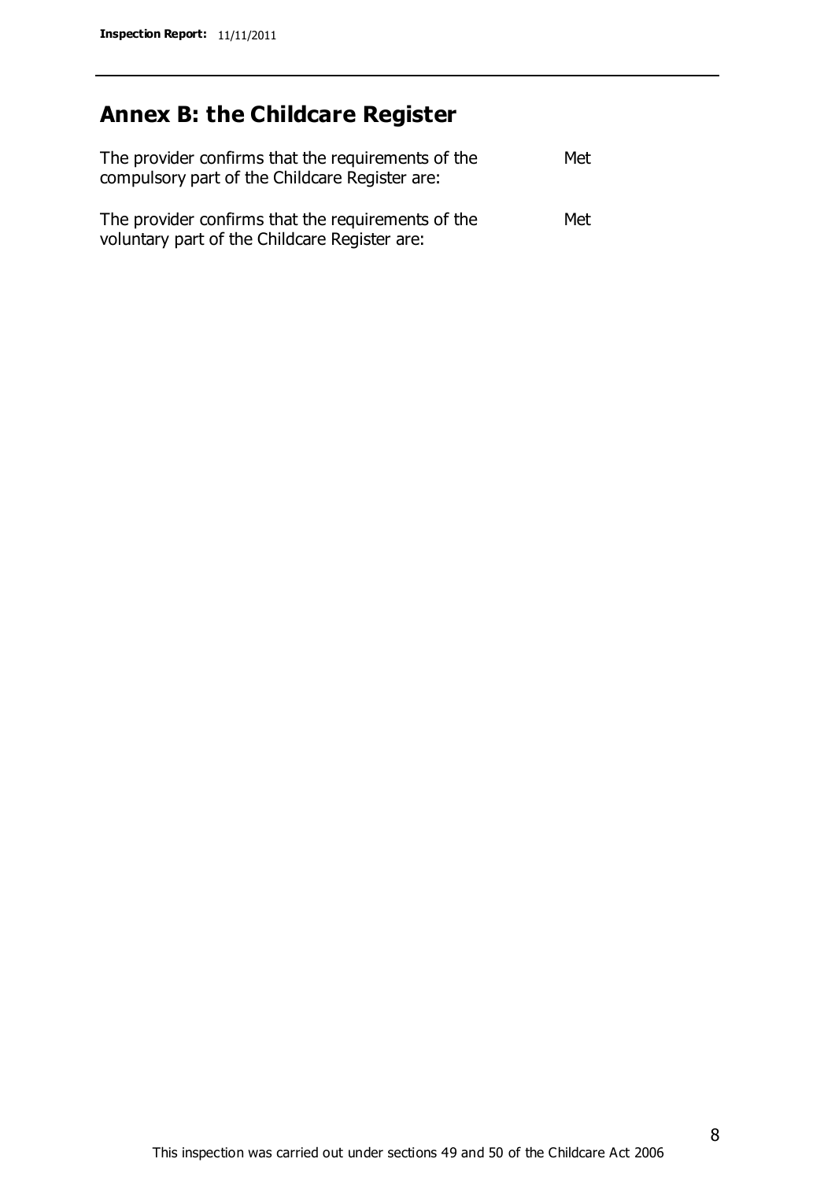## Annex B: the Childcare Register

| | |
|---|---|
| The provider confirms that the requirements of the compulsory part of the Childcare Register are: | Met |
| The provider confirms that the requirements of the voluntary part of the Childcare Register are: | Met |

This inspection was carried out under sections 49 and 50 of the Childcare Act 2006